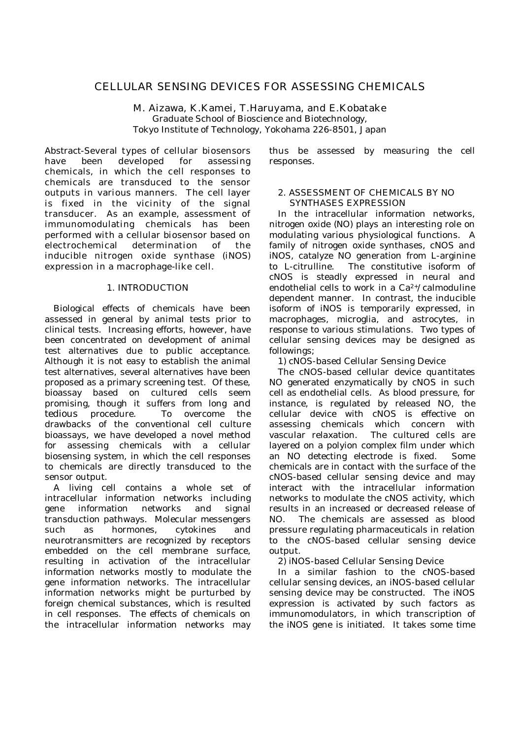# CELLULAR SENSING DEVICES FOR ASSESSING CHEMICALS

M. Aizawa, K.Kamei, T.Haruyama, and E.Kobatake
Graduate School of Bioscience and Biotechnology,
Tokyo Institute of Technology, Yokohama 226-8501, Japan

Abstract-Several types of cellular biosensors have been developed for assessing chemicals, in which the cell responses to chemicals are transduced to the sensor outputs in various manners. The cell layer is fixed in the vicinity of the signal transducer. As an example, assessment of immunomodulating chemicals has been performed with a cellular biosensor based on electrochemical determination of the inducible nitrogen oxide synthase (iNOS) expression in a macrophage-like cell.

## 1. INTRODUCTION

Biological effects of chemicals have been assessed in general by animal tests prior to clinical tests. Increasing efforts, however, have been concentrated on development of animal test alternatives due to public acceptance. Although it is not easy to establish the animal test alternatives, several alternatives have been proposed as a primary screening test. Of these, bioassay based on cultured cells seem promising, though it suffers from long and tedious procedure. To overcome the drawbacks of the conventional cell culture bioassays, we have developed a novel method for assessing chemicals with a cellular biosensing system, in which the cell responses to chemicals are directly transduced to the sensor output.

A living cell contains a whole set of intracellular information networks including gene information networks and signal transduction pathways. Molecular messengers such as hormones, cytokines and neurotransmitters are recognized by receptors embedded on the cell membrane surface, resulting in activation of the intracellular information networks mostly to modulate the gene information networks. The intracellular information networks might be purturbed by foreign chemical substances, which is resulted in cell responses. The effects of chemicals on the intracellular information networks may thus be assessed by measuring the cell responses.

## 2. ASSESSMENT OF CHEMICALS BY NO SYNTHASES EXPRESSION

In the intracellular information networks, nitrogen oxide (NO) plays an interesting role on modulating various physiological functions. A family of nitrogen oxide synthases, cNOS and iNOS, catalyze NO generation from L-arginine to L-citrulline. The constitutive isoform of cNOS is steadly expressed in neural and endothelial cells to work in a $Ca^{2+}$/calmoduline dependent manner. In contrast, the inducible isoform of iNOS is temporarily expressed, in macrophages, microglia, and astrocytes, in response to various stimulations. Two types of cellular sensing devices may be designed as followings;

1) cNOS-based Cellular Sensing Device

The cNOS-based cellular device quantitates NO generated enzymatically by cNOS in such cell as endothelial cells. As blood pressure, for instance, is regulated by released NO, the cellular device with cNOS is effective on assessing chemicals which concern with vascular relaxation. The cultured cells are layered on a polyion complex film under which an NO detecting electrode is fixed. Some chemicals are in contact with the surface of the cNOS-based cellular sensing device and may interact with the intracellular information networks to modulate the cNOS activity, which results in an increased or decreased release of NO. The chemicals are assessed as blood pressure regulating pharmaceuticals in relation to the cNOS-based cellular sensing device output.

2) iNOS-based Cellular Sensing Device

In a similar fashion to the cNOS-based cellular sensing devices, an iNOS-based cellular sensing device may be constructed. The iNOS expression is activated by such factors as immunomodulators, in which transcription of the iNOS gene is initiated. It takes some time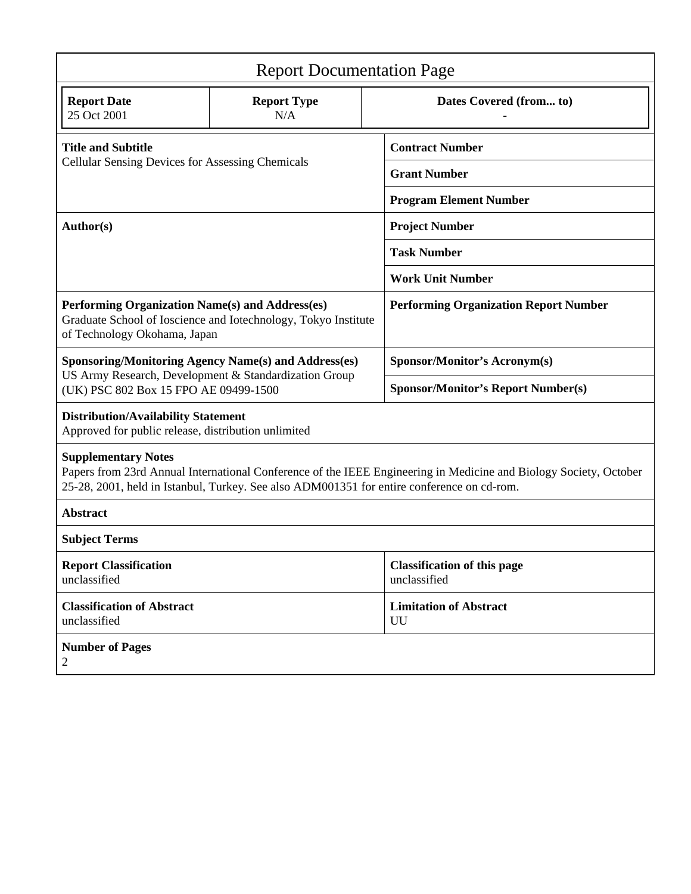# Report Documentation Page

| Report Date | Report Type | Dates Covered (from... to) |
|---|---|---|
| 25 Oct 2001 | N/A | - |

| | |
|---|---|
| **Title and Subtitle**<br>Cellular Sensing Devices for Assessing Chemicals | **Contract Number** |
| | **Grant Number** |
| | **Program Element Number** |
| **Author(s)** | **Project Number** |
| | **Task Number** |
| | **Work Unit Number** |
| **Performing Organization Name(s) and Address(es)**<br>Graduate School of Ioscience and Iotechnology, Tokyo Institute of Technology Okohama, Japan | **Performing Organization Report Number** |
| **Sponsoring/Monitoring Agency Name(s) and Address(es)**<br>US Army Research, Development & Standardization Group (UK) PSC 802 Box 15 FPO AE 09499-1500 | **Sponsor/Monitor's Acronym(s)** |
| | **Sponsor/Monitor's Report Number(s)** |

**Distribution/Availability Statement**
Approved for public release, distribution unlimited

**Supplementary Notes**
Papers from 23rd Annual International Conference of the IEEE Engineering in Medicine and Biology Society, October 25-28, 2001, held in Istanbul, Turkey. See also ADM001351 for entire conference on cd-rom.

**Abstract**

**Subject Terms**

| | |
|---|---|
| **Report Classification**<br>unclassified | **Classification of this page**<br>unclassified |
| **Classification of Abstract**<br>unclassified | **Limitation of Abstract**<br>UU |

**Number of Pages**
2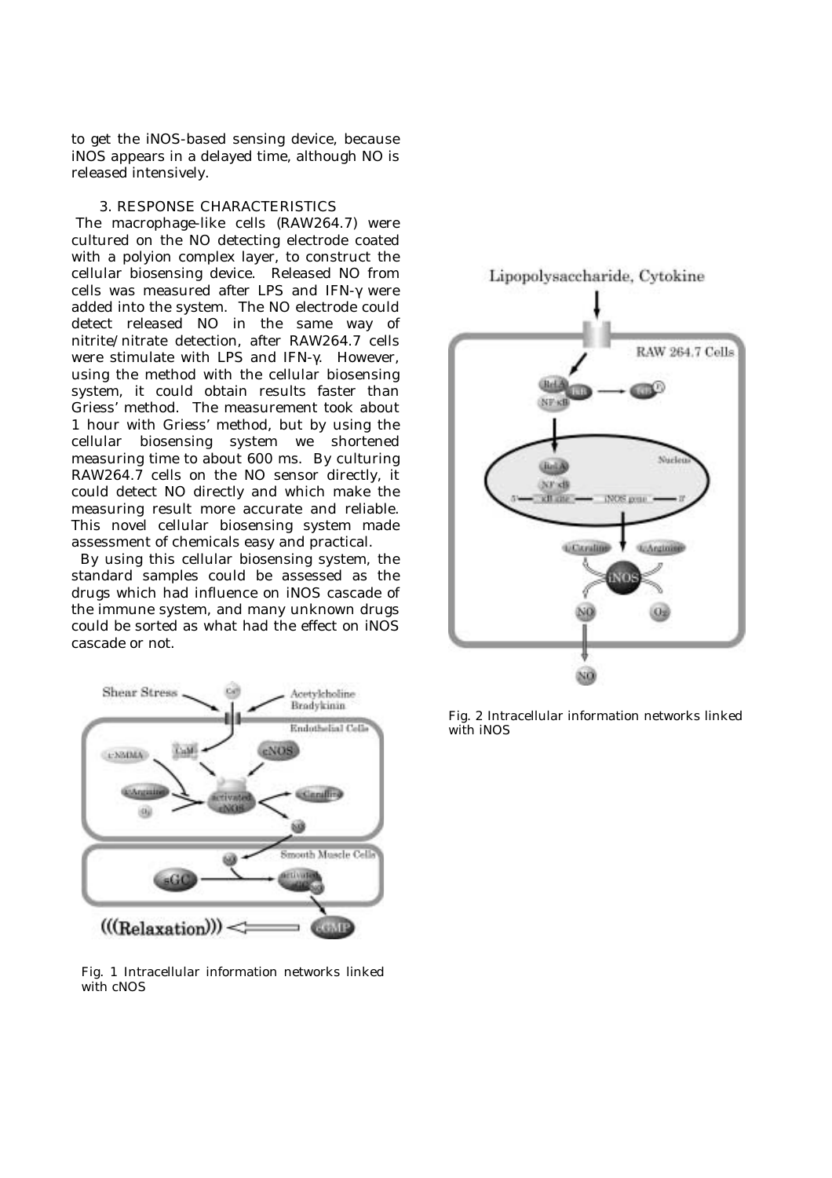to get the iNOS-based sensing device, because iNOS appears in a delayed time, although NO is released intensively.

## 3. RESPONSE CHARACTERISTICS

The macrophage-like cells (RAW264.7) were cultured on the NO detecting electrode coated with a polyion complex layer, to construct the cellular biosensing device. Released NO from cells was measured after LPS and IFN-γ were added into the system. The NO electrode could detect released NO in the same way of nitrite/nitrate detection, after RAW264.7 cells were stimulate with LPS and IFN-γ. However, using the method with the cellular biosensing system, it could obtain results faster than Griess' method. The measurement took about 1 hour with Griess' method, but by using the cellular biosensing system we shortened measuring time to about 600 ms. By culturing RAW264.7 cells on the NO sensor directly, it could detect NO directly and which make the measuring result more accurate and reliable. This novel cellular biosensing system made assessment of chemicals easy and practical.

By using this cellular biosensing system, the standard samples could be assessed as the drugs which had influence on iNOS cascade of the immune system, and many unknown drugs could be sorted as what had the effect on iNOS cascade or not.

Shear Stress
$Ca^{2+}$
Acetylcholine
Bradykinin
Endothelial Cells
L-NMMA
CaM
cNOS
L-Arginine
$O_2$
activated cNOS
L-Citrulline
NO
NO
Smooth Muscle Cells
sGC
activated sGC
NO
(((Relaxation)))
cGMP

Fig. 1 Intracellular information networks linked with cNOS

Lipopolysaccharide, Cytokine
RAW 264.7 Cells
RelA
IκB
NF κB
IκB
P
Nucleus
RelA
NF κB
5'
κB site
iNOS gene
3'
L-Citrulline
L-Arginine
iNOS
NO
$O_2$
NO

Fig. 2 Intracellular information networks linked with iNOS